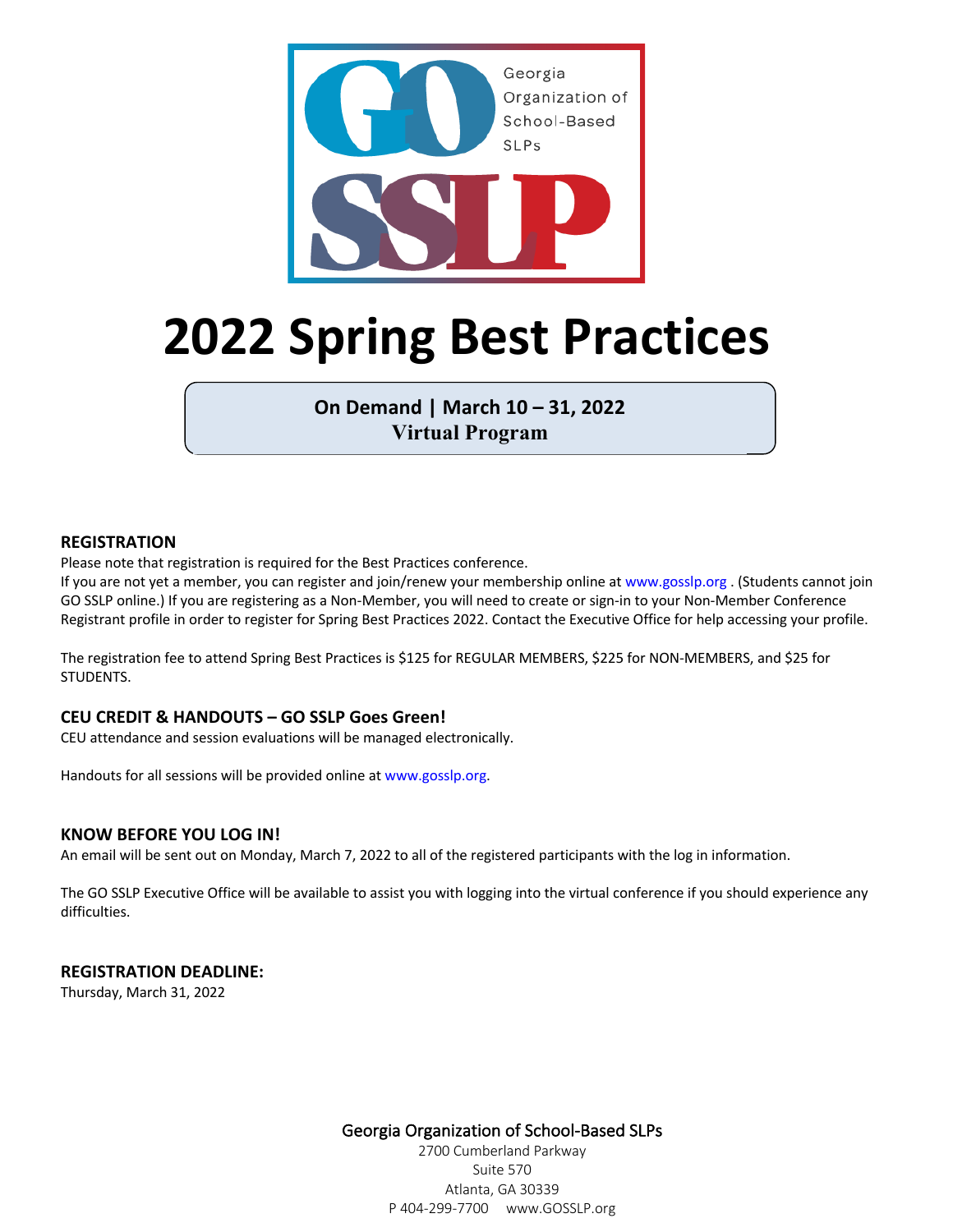Georgia Organization of School-Based SLPs

GO SSLP

# 2022 Spring Best Practices

**On Demand | March 10 – 31, 2022**
**Virtual Program**

### REGISTRATION

Please note that registration is required for the Best Practices conference.
If you are not yet a member, you can register and join/renew your membership online at www.gosslp.org . (Students cannot join GO SSLP online.) If you are registering as a Non-Member, you will need to create or sign-in to your Non-Member Conference Registrant profile in order to register for Spring Best Practices 2022. Contact the Executive Office for help accessing your profile.

The registration fee to attend Spring Best Practices is $125 for REGULAR MEMBERS, $225 for NON-MEMBERS, and $25 for STUDENTS.

### CEU CREDIT & HANDOUTS – GO SSLP Goes Green!

CEU attendance and session evaluations will be managed electronically.

Handouts for all sessions will be provided online at www.gosslp.org.

### KNOW BEFORE YOU LOG IN!

An email will be sent out on Monday, March 7, 2022 to all of the registered participants with the log in information.

The GO SSLP Executive Office will be available to assist you with logging into the virtual conference if you should experience any difficulties.

### REGISTRATION DEADLINE:

Thursday, March 31, 2022

Georgia Organization of School-Based SLPs
2700 Cumberland Parkway
Suite 570
Atlanta, GA 30339
P 404-299-7700 www.GOSSLP.org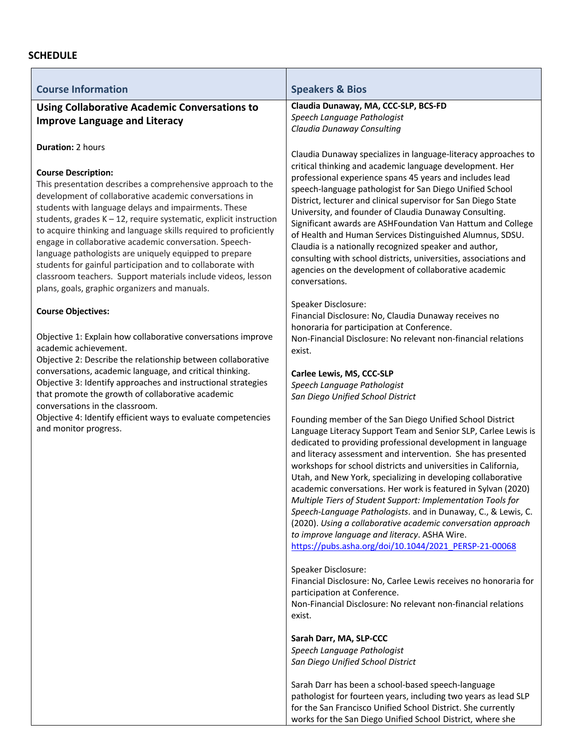## SCHEDULE

| Course Information | Speakers & Bios |
|---|---|
| **Using Collaborative Academic Conversations to Improve Language and Literacy**<br><br>**Duration:** 2 hours<br><br>**Course Description:**<br>This presentation describes a comprehensive approach to the development of collaborative academic conversations in students with language delays and impairments. These students, grades K – 12, require systematic, explicit instruction to acquire thinking and language skills required to proficiently engage in collaborative academic conversation. Speech-language pathologists are uniquely equipped to prepare students for gainful participation and to collaborate with classroom teachers. Support materials include videos, lesson plans, goals, graphic organizers and manuals.<br><br>**Course Objectives:**<br><br>Objective 1: Explain how collaborative conversations improve academic achievement.<br>Objective 2: Describe the relationship between collaborative conversations, academic language, and critical thinking.<br>Objective 3: Identify approaches and instructional strategies that promote the growth of collaborative academic conversations in the classroom.<br>Objective 4: Identify efficient ways to evaluate competencies and monitor progress. | **Claudia Dunaway, MA, CCC-SLP, BCS-FD**<br>*Speech Language Pathologist*<br>*Claudia Dunaway Consulting*<br><br>Claudia Dunaway specializes in language-literacy approaches to critical thinking and academic language development. Her professional experience spans 45 years and includes lead speech-language pathologist for San Diego Unified School District, lecturer and clinical supervisor for San Diego State University, and founder of Claudia Dunaway Consulting. Significant awards are ASHFoundation Van Hattum and College of Health and Human Services Distinguished Alumnus, SDSU. Claudia is a nationally recognized speaker and author, consulting with school districts, universities, associations and agencies on the development of collaborative academic conversations.<br><br>Speaker Disclosure:<br>Financial Disclosure: No, Claudia Dunaway receives no honoraria for participation at Conference.<br>Non-Financial Disclosure: No relevant non-financial relations exist.<br><br>**Carlee Lewis, MS, CCC-SLP**<br>*Speech Language Pathologist*<br>*San Diego Unified School District*<br><br>Founding member of the San Diego Unified School District Language Literacy Support Team and Senior SLP, Carlee Lewis is dedicated to providing professional development in language and literacy assessment and intervention. She has presented workshops for school districts and universities in California, Utah, and New York, specializing in developing collaborative academic conversations. Her work is featured in Sylvan (2020) *Multiple Tiers of Student Support: Implementation Tools for Speech-Language Pathologists*. and in Dunaway, C., & Lewis, C. (2020). *Using a collaborative academic conversation approach to improve language and literacy*. ASHA Wire. https://pubs.asha.org/doi/10.1044/2021_PERSP-21-00068<br><br>Speaker Disclosure:<br>Financial Disclosure: No, Carlee Lewis receives no honoraria for participation at Conference.<br>Non-Financial Disclosure: No relevant non-financial relations exist.<br><br>**Sarah Darr, MA, SLP-CCC**<br>*Speech Language Pathologist*<br>*San Diego Unified School District*<br><br>Sarah Darr has been a school-based speech-language pathologist for fourteen years, including two years as lead SLP for the San Francisco Unified School District. She currently works for the San Diego Unified School District, where she |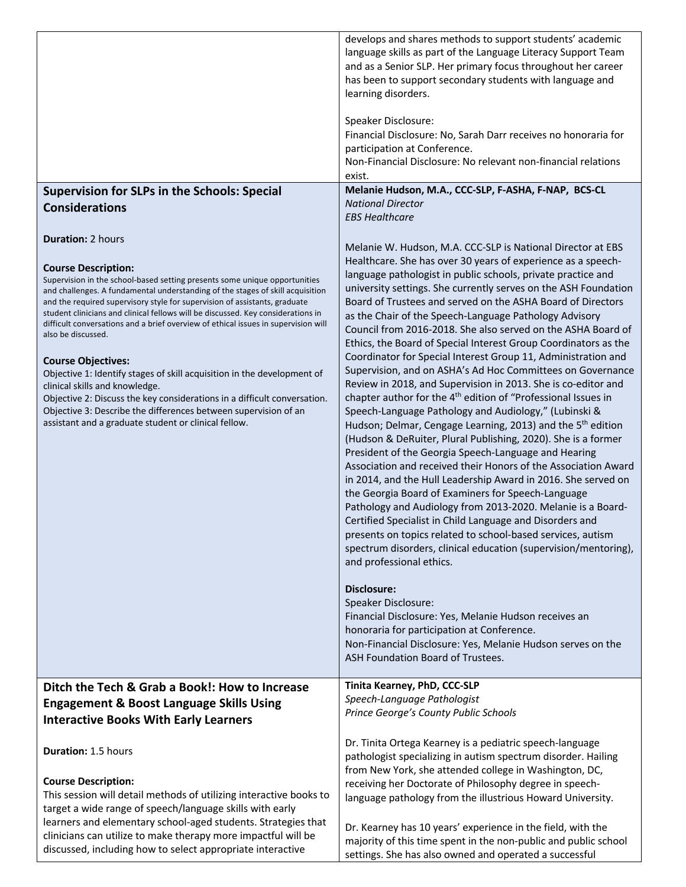| | |
|---|---|
| | develops and shares methods to support students' academic language skills as part of the Language Literacy Support Team and as a Senior SLP. Her primary focus throughout her career has been to support secondary students with language and learning disorders.<br><br>Speaker Disclosure:<br>Financial Disclosure: No, Sarah Darr receives no honoraria for participation at Conference.<br>Non-Financial Disclosure: No relevant non-financial relations exist. |
| **Supervision for SLPs in the Schools: Special Considerations**<br><br>**Duration:** 2 hours<br><br>**Course Description:**<br>Supervision in the school-based setting presents some unique opportunities and challenges. A fundamental understanding of the stages of skill acquisition and the required supervisory style for supervision of assistants, graduate student clinicians and clinical fellows will be discussed. Key considerations in difficult conversations and a brief overview of ethical issues in supervision will also be discussed.<br><br>**Course Objectives:**<br>Objective 1: Identify stages of skill acquisition in the development of clinical skills and knowledge.<br>Objective 2: Discuss the key considerations in a difficult conversation.<br>Objective 3: Describe the differences between supervision of an assistant and a graduate student or clinical fellow. | **Melanie Hudson, M.A., CCC-SLP, F-ASHA, F-NAP, BCS-CL**<br>*National Director*<br>*EBS Healthcare*<br><br>Melanie W. Hudson, M.A. CCC-SLP is National Director at EBS Healthcare. She has over 30 years of experience as a speech-language pathologist in public schools, private practice and university settings. She currently serves on the ASH Foundation Board of Trustees and served on the ASHA Board of Directors as the Chair of the Speech-Language Pathology Advisory Council from 2016-2018. She also served on the ASHA Board of Ethics, the Board of Special Interest Group Coordinators as the Coordinator for Special Interest Group 11, Administration and Supervision, and on ASHA's Ad Hoc Committees on Governance Review in 2018, and Supervision in 2013. She is co-editor and chapter author for the 4th edition of "Professional Issues in Speech-Language Pathology and Audiology," (Lubinski & Hudson; Delmar, Cengage Learning, 2013) and the 5th edition (Hudson & DeRuiter, Plural Publishing, 2020). She is a former President of the Georgia Speech-Language and Hearing Association and received their Honors of the Association Award in 2014, and the Hull Leadership Award in 2016. She served on the Georgia Board of Examiners for Speech-Language Pathology and Audiology from 2013-2020. Melanie is a Board-Certified Specialist in Child Language and Disorders and presents on topics related to school-based services, autism spectrum disorders, clinical education (supervision/mentoring), and professional ethics.<br><br>**Disclosure:**<br>Speaker Disclosure:<br>Financial Disclosure: Yes, Melanie Hudson receives an honoraria for participation at Conference.<br>Non-Financial Disclosure: Yes, Melanie Hudson serves on the ASH Foundation Board of Trustees. |
| **Ditch the Tech & Grab a Book!: How to Increase Engagement & Boost Language Skills Using Interactive Books With Early Learners**<br><br>**Duration:** 1.5 hours<br><br>**Course Description:**<br>This session will detail methods of utilizing interactive books to target a wide range of speech/language skills with early learners and elementary school-aged students. Strategies that clinicians can utilize to make therapy more impactful will be discussed, including how to select appropriate interactive | **Tinita Kearney, PhD, CCC-SLP**<br>*Speech-Language Pathologist*<br>*Prince George's County Public Schools*<br><br>Dr. Tinita Ortega Kearney is a pediatric speech-language pathologist specializing in autism spectrum disorder. Hailing from New York, she attended college in Washington, DC, receiving her Doctorate of Philosophy degree in speech-language pathology from the illustrious Howard University.<br><br>Dr. Kearney has 10 years' experience in the field, with the majority of this time spent in the non-public and public school settings. She has also owned and operated a successful |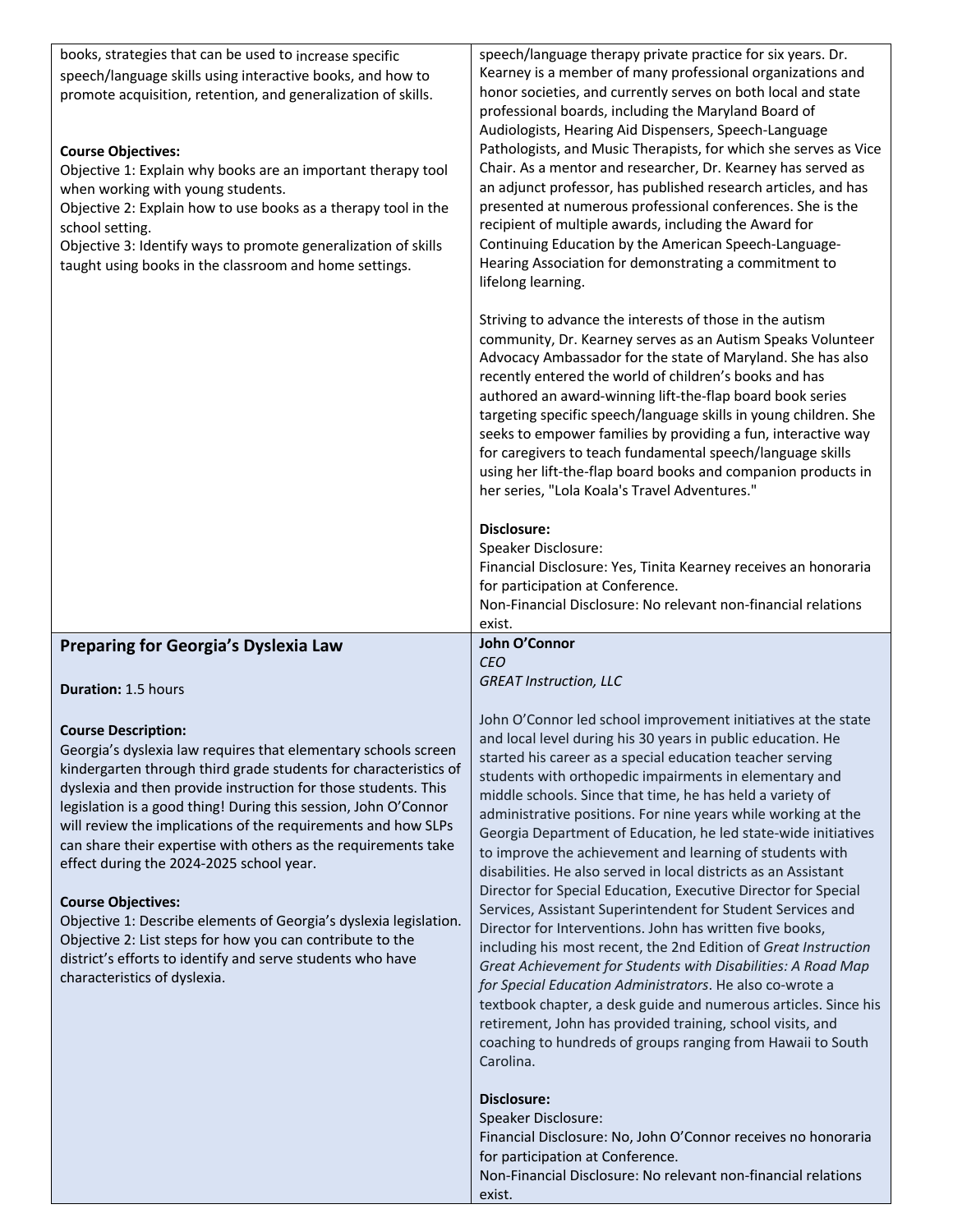books, strategies that can be used to increase specific speech/language skills using interactive books, and how to promote acquisition, retention, and generalization of skills.

**Course Objectives:**
Objective 1: Explain why books are an important therapy tool when working with young students.
Objective 2: Explain how to use books as a therapy tool in the school setting.
Objective 3: Identify ways to promote generalization of skills taught using books in the classroom and home settings.

speech/language therapy private practice for six years. Dr. Kearney is a member of many professional organizations and honor societies, and currently serves on both local and state professional boards, including the Maryland Board of Audiologists, Hearing Aid Dispensers, Speech-Language Pathologists, and Music Therapists, for which she serves as Vice Chair. As a mentor and researcher, Dr. Kearney has served as an adjunct professor, has published research articles, and has presented at numerous professional conferences. She is the recipient of multiple awards, including the Award for Continuing Education by the American Speech-Language-Hearing Association for demonstrating a commitment to lifelong learning.

Striving to advance the interests of those in the autism community, Dr. Kearney serves as an Autism Speaks Volunteer Advocacy Ambassador for the state of Maryland. She has also recently entered the world of children's books and has authored an award-winning lift-the-flap board book series targeting specific speech/language skills in young children. She seeks to empower families by providing a fun, interactive way for caregivers to teach fundamental speech/language skills using her lift-the-flap board books and companion products in her series, "Lola Koala's Travel Adventures."

**Disclosure:**
Speaker Disclosure:
Financial Disclosure: Yes, Tinita Kearney receives an honoraria for participation at Conference.
Non-Financial Disclosure: No relevant non-financial relations exist.

## Preparing for Georgia's Dyslexia Law

**Duration:** 1.5 hours

**Course Description:**
Georgia's dyslexia law requires that elementary schools screen kindergarten through third grade students for characteristics of dyslexia and then provide instruction for those students. This legislation is a good thing! During this session, John O'Connor will review the implications of the requirements and how SLPs can share their expertise with others as the requirements take effect during the 2024-2025 school year.

**Course Objectives:**
Objective 1: Describe elements of Georgia's dyslexia legislation.
Objective 2: List steps for how you can contribute to the district's efforts to identify and serve students who have characteristics of dyslexia.

**John O'Connor**
*CEO*
*GREAT Instruction, LLC*

John O'Connor led school improvement initiatives at the state and local level during his 30 years in public education. He started his career as a special education teacher serving students with orthopedic impairments in elementary and middle schools. Since that time, he has held a variety of administrative positions. For nine years while working at the Georgia Department of Education, he led state-wide initiatives to improve the achievement and learning of students with disabilities. He also served in local districts as an Assistant Director for Special Education, Executive Director for Special Services, Assistant Superintendent for Student Services and Director for Interventions. John has written five books, including his most recent, the 2nd Edition of *Great Instruction Great Achievement for Students with Disabilities: A Road Map for Special Education Administrators*. He also co-wrote a textbook chapter, a desk guide and numerous articles. Since his retirement, John has provided training, school visits, and coaching to hundreds of groups ranging from Hawaii to South Carolina.

**Disclosure:**
Speaker Disclosure:
Financial Disclosure: No, John O'Connor receives no honoraria for participation at Conference.
Non-Financial Disclosure: No relevant non-financial relations exist.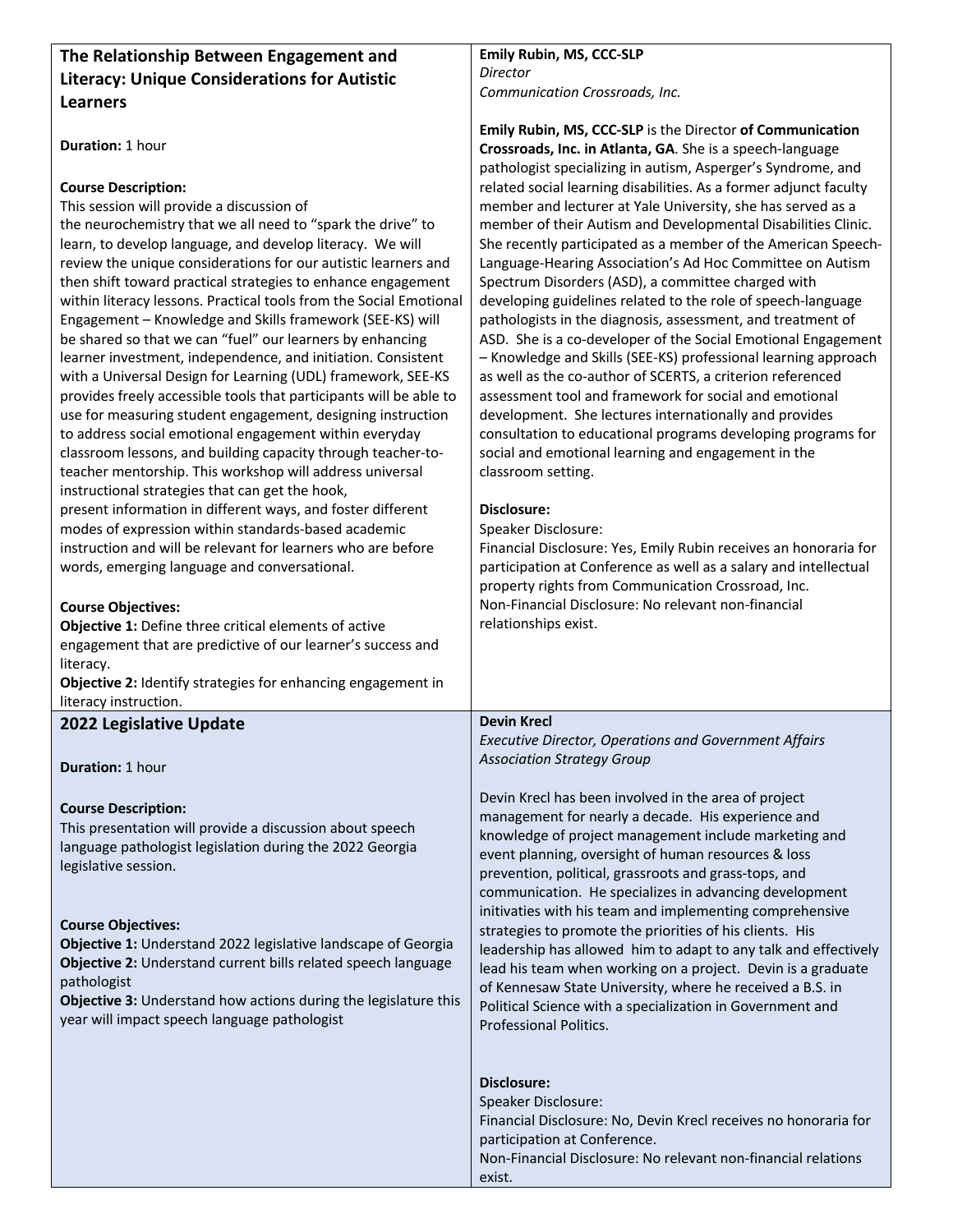## The Relationship Between Engagement and Literacy: Unique Considerations for Autistic Learners

**Duration:** 1 hour

**Course Description:**
This session will provide a discussion of the neurochemistry that we all need to "spark the drive" to learn, to develop language, and develop literacy. We will review the unique considerations for our autistic learners and then shift toward practical strategies to enhance engagement within literacy lessons. Practical tools from the Social Emotional Engagement – Knowledge and Skills framework (SEE-KS) will be shared so that we can "fuel" our learners by enhancing learner investment, independence, and initiation. Consistent with a Universal Design for Learning (UDL) framework, SEE-KS provides freely accessible tools that participants will be able to use for measuring student engagement, designing instruction to address social emotional engagement within everyday classroom lessons, and building capacity through teacher-to-teacher mentorship. This workshop will address universal instructional strategies that can get the hook, present information in different ways, and foster different modes of expression within standards-based academic instruction and will be relevant for learners who are before words, emerging language and conversational.

**Course Objectives:**
**Objective 1:** Define three critical elements of active engagement that are predictive of our learner's success and literacy.
**Objective 2:** Identify strategies for enhancing engagement in literacy instruction.

**Emily Rubin, MS, CCC-SLP**
*Director*
*Communication Crossroads, Inc.*

**Emily Rubin, MS, CCC-SLP** is the Director **of Communication Crossroads, Inc. in Atlanta, GA**. She is a speech-language pathologist specializing in autism, Asperger's Syndrome, and related social learning disabilities. As a former adjunct faculty member and lecturer at Yale University, she has served as a member of their Autism and Developmental Disabilities Clinic. She recently participated as a member of the American Speech-Language-Hearing Association's Ad Hoc Committee on Autism Spectrum Disorders (ASD), a committee charged with developing guidelines related to the role of speech-language pathologists in the diagnosis, assessment, and treatment of ASD. She is a co-developer of the Social Emotional Engagement – Knowledge and Skills (SEE-KS) professional learning approach as well as the co-author of SCERTS, a criterion referenced assessment tool and framework for social and emotional development. She lectures internationally and provides consultation to educational programs developing programs for social and emotional learning and engagement in the classroom setting.

**Disclosure:**
Speaker Disclosure:
Financial Disclosure: Yes, Emily Rubin receives an honoraria for participation at Conference as well as a salary and intellectual property rights from Communication Crossroad, Inc.
Non-Financial Disclosure: No relevant non-financial relationships exist.

## 2022 Legislative Update

**Duration:** 1 hour

**Course Description:**
This presentation will provide a discussion about speech language pathologist legislation during the 2022 Georgia legislative session.

**Course Objectives:**
**Objective 1:** Understand 2022 legislative landscape of Georgia
**Objective 2:** Understand current bills related speech language pathologist
**Objective 3:** Understand how actions during the legislature this year will impact speech language pathologist

**Devin Krecl**
*Executive Director, Operations and Government Affairs*
*Association Strategy Group*

Devin Krecl has been involved in the area of project management for nearly a decade. His experience and knowledge of project management include marketing and event planning, oversight of human resources & loss prevention, political, grassroots and grass-tops, and communication. He specializes in advancing development initiatives with his team and implementing comprehensive strategies to promote the priorities of his clients. His leadership has allowed him to adapt to any talk and effectively lead his team when working on a project. Devin is a graduate of Kennesaw State University, where he received a B.S. in Political Science with a specialization in Government and Professional Politics.

**Disclosure:**
Speaker Disclosure:
Financial Disclosure: No, Devin Krecl receives no honoraria for participation at Conference.
Non-Financial Disclosure: No relevant non-financial relations exist.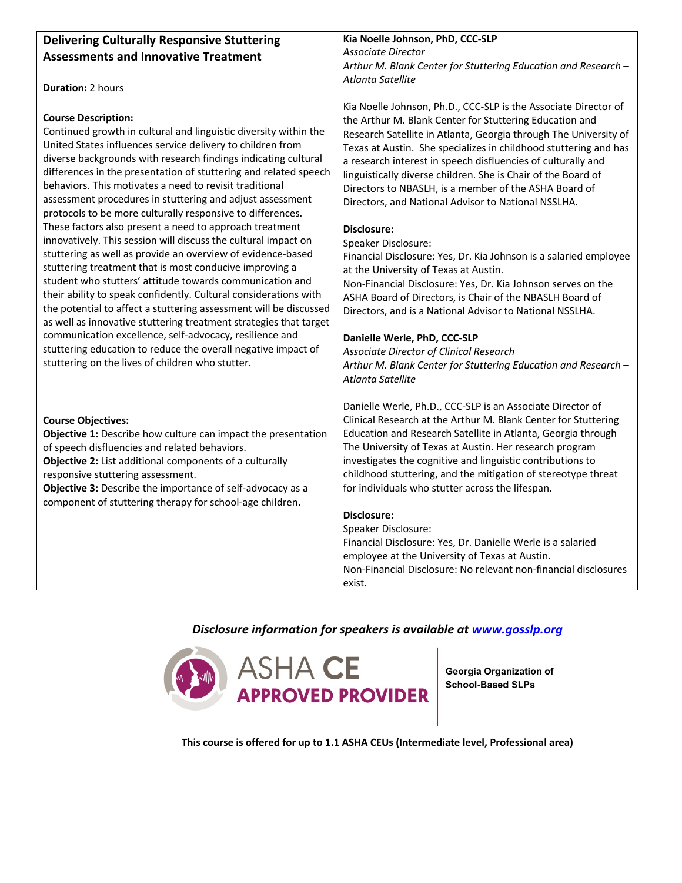## Delivering Culturally Responsive Stuttering Assessments and Innovative Treatment

**Duration:** 2 hours

**Course Description:**
Continued growth in cultural and linguistic diversity within the United States influences service delivery to children from diverse backgrounds with research findings indicating cultural differences in the presentation of stuttering and related speech behaviors. This motivates a need to revisit traditional assessment procedures in stuttering and adjust assessment protocols to be more culturally responsive to differences. These factors also present a need to approach treatment innovatively. This session will discuss the cultural impact on stuttering as well as provide an overview of evidence-based stuttering treatment that is most conducive improving a student who stutters' attitude towards communication and their ability to speak confidently. Cultural considerations with the potential to affect a stuttering assessment will be discussed as well as innovative stuttering treatment strategies that target communication excellence, self-advocacy, resilience and stuttering education to reduce the overall negative impact of stuttering on the lives of children who stutter.

**Course Objectives:**
**Objective 1:** Describe how culture can impact the presentation of speech disfluencies and related behaviors.
**Objective 2:** List additional components of a culturally responsive stuttering assessment.
**Objective 3:** Describe the importance of self-advocacy as a component of stuttering therapy for school-age children.

**Kia Noelle Johnson, PhD, CCC-SLP**
*Associate Director*
*Arthur M. Blank Center for Stuttering Education and Research – Atlanta Satellite*

Kia Noelle Johnson, Ph.D., CCC-SLP is the Associate Director of the Arthur M. Blank Center for Stuttering Education and Research Satellite in Atlanta, Georgia through The University of Texas at Austin. She specializes in childhood stuttering and has a research interest in speech disfluencies of culturally and linguistically diverse children. She is Chair of the Board of Directors to NBASLH, is a member of the ASHA Board of Directors, and National Advisor to National NSSLHA.

**Disclosure:**
Speaker Disclosure:
Financial Disclosure: Yes, Dr. Kia Johnson is a salaried employee at the University of Texas at Austin.
Non-Financial Disclosure: Yes, Dr. Kia Johnson serves on the ASHA Board of Directors, is Chair of the NBASLH Board of Directors, and is a National Advisor to National NSSLHA.

**Danielle Werle, PhD, CCC-SLP**
*Associate Director of Clinical Research*
*Arthur M. Blank Center for Stuttering Education and Research – Atlanta Satellite*

Danielle Werle, Ph.D., CCC-SLP is an Associate Director of Clinical Research at the Arthur M. Blank Center for Stuttering Education and Research Satellite in Atlanta, Georgia through The University of Texas at Austin. Her research program investigates the cognitive and linguistic contributions to childhood stuttering, and the mitigation of stereotype threat for individuals who stutter across the lifespan.

**Disclosure:**
Speaker Disclosure:
Financial Disclosure: Yes, Dr. Danielle Werle is a salaried employee at the University of Texas at Austin.
Non-Financial Disclosure: No relevant non-financial disclosures exist.

***Disclosure information for speakers is available at [www.gosslp.org](http://www.gosslp.org)***

ASHA CE APPROVED PROVIDER

Georgia Organization of School-Based SLPs

**This course is offered for up to 1.1 ASHA CEUs (Intermediate level, Professional area)**